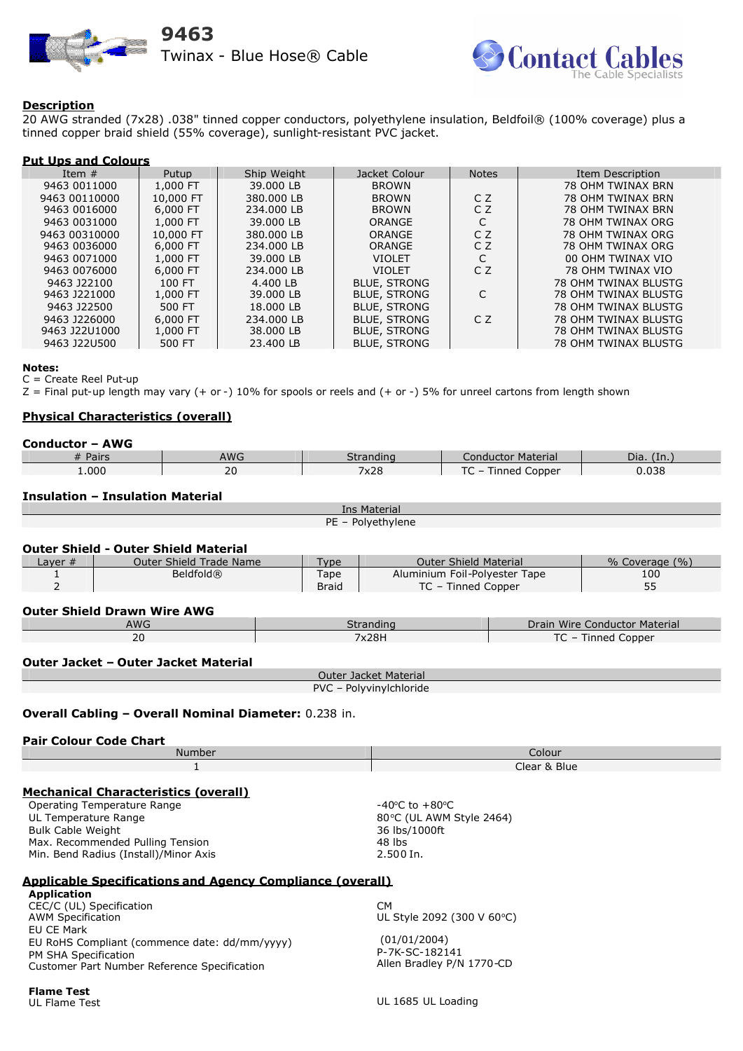# 9463

## Twinax - Blue Hose® Cable

Contact Cables
The Cable Specialists

**Description**

20 AWG stranded (7x28) .038" tinned copper conductors, polyethylene insulation, Beldfoil® (100% coverage) plus a tinned copper braid shield (55% coverage), sunlight-resistant PVC jacket.

**Put Ups and Colours**

| Item # | Putup | Ship Weight | Jacket Colour | Notes | Item Description |
|---|---|---|---|---|---|
| 9463 0011000 | 1,000 FT | 39.000 LB | BROWN | | 78 OHM TWINAX BRN |
| 9463 00110000 | 10,000 FT | 380.000 LB | BROWN | C Z | 78 OHM TWINAX BRN |
| 9463 0016000 | 6,000 FT | 234.000 LB | BROWN | C Z | 78 OHM TWINAX BRN |
| 9463 0031000 | 1,000 FT | 39.000 LB | ORANGE | C | 78 OHM TWINAX ORG |
| 9463 00310000 | 10,000 FT | 380.000 LB | ORANGE | C Z | 78 OHM TWINAX ORG |
| 9463 0036000 | 6,000 FT | 234.000 LB | ORANGE | C Z | 78 OHM TWINAX ORG |
| 9463 0071000 | 1,000 FT | 39.000 LB | VIOLET | C | 00 OHM TWINAX VIO |
| 9463 0076000 | 6,000 FT | 234.000 LB | VIOLET | C Z | 78 OHM TWINAX VIO |
| 9463 J22100 | 100 FT | 4.400 LB | BLUE, STRONG | | 78 OHM TWINAX BLUSTG |
| 9463 J221000 | 1,000 FT | 39.000 LB | BLUE, STRONG | C | 78 OHM TWINAX BLUSTG |
| 9463 J22500 | 500 FT | 18.000 LB | BLUE, STRONG | | 78 OHM TWINAX BLUSTG |
| 9463 J226000 | 6,000 FT | 234.000 LB | BLUE, STRONG | C Z | 78 OHM TWINAX BLUSTG |
| 9463 J22U1000 | 1,000 FT | 38.000 LB | BLUE, STRONG | | 78 OHM TWINAX BLUSTG |
| 9463 J22U500 | 500 FT | 23.400 LB | BLUE, STRONG | | 78 OHM TWINAX BLUSTG |

**Notes:**

C = Create Reel Put-up

Z = Final put-up length may vary (+ or -) 10% for spools or reels and (+ or -) 5% for unreel cartons from length shown

**Physical Characteristics (overall)**

**Conductor – AWG**

| # Pairs | AWG | Stranding | Conductor Material | Dia. (In.) |
|---|---|---|---|---|
| 1.000 | 20 | 7x28 | TC – Tinned Copper | 0.038 |

**Insulation – Insulation Material**

| Ins Material |
|---|
| PE – Polyethylene |

**Outer Shield - Outer Shield Material**

| Layer # | Outer Shield Trade Name | Type | Outer Shield Material | % Coverage (%) |
|---|---|---|---|---|
| 1 | Beldfold® | Tape | Aluminium Foil-Polyester Tape | 100 |
| 2 | | Braid | TC – Tinned Copper | 55 |

**Outer Shield Drawn Wire AWG**

| AWG | Stranding | Drain Wire Conductor Material |
|---|---|---|
| 20 | 7x28H | TC – Tinned Copper |

**Outer Jacket – Outer Jacket Material**

| Outer Jacket Material |
|---|
| PVC – Polyvinylchloride |

**Overall Cabling – Overall Nominal Diameter:** 0.238 in.

**Pair Colour Code Chart**

| Number | Colour |
|---|---|
| 1 | Clear & Blue |

**Mechanical Characteristics (overall)**

| | |
|---|---|
| Operating Temperature Range | -40°C to +80°C |
| UL Temperature Range | 80°C (UL AWM Style 2464) |
| Bulk Cable Weight | 36 lbs/1000ft |
| Max. Recommended Pulling Tension | 48 lbs |
| Min. Bend Radius (Install)/Minor Axis | 2.500 In. |

**Applicable Specifications and Agency Compliance (overall)**

**Application**

| | |
|---|---|
| CEC/C (UL) Specification | CM |
| AWM Specification | UL Style 2092 (300 V 60°C) |
| EU CE Mark | |
| EU RoHS Compliant (commence date: dd/mm/yyyy) | (01/01/2004) |
| PM SHA Specification | P-7K-SC-182141 |
| Customer Part Number Reference Specification | Allen Bradley P/N 1770-CD |

**Flame Test**

| | |
|---|---|
| UL Flame Test | UL 1685 UL Loading |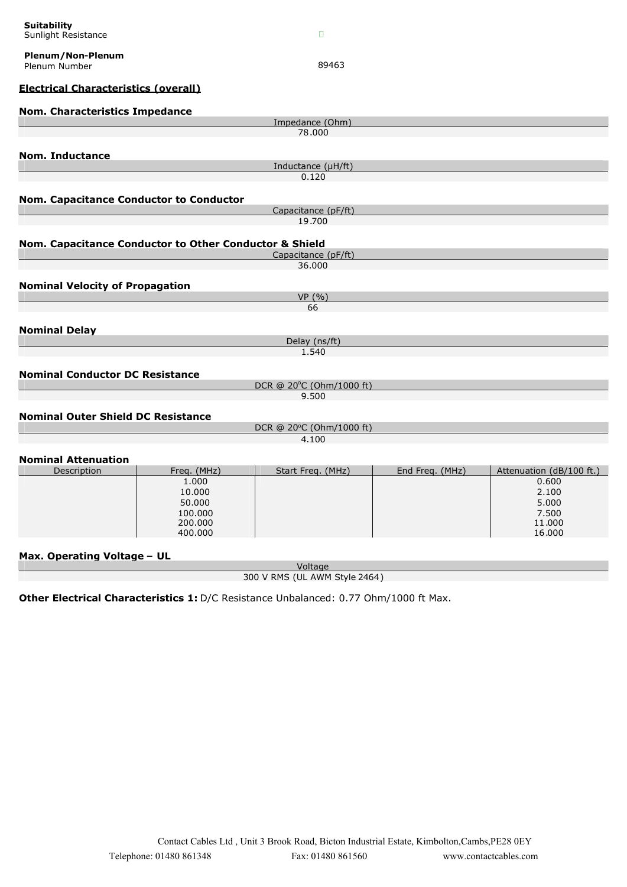**Suitability**
Sunlight Resistance

**Plenum/Non-Plenum**
Plenum Number 89463

## Electrical Characteristics (overall)

**Nom. Characteristics Impedance**

| Impedance (Ohm) |
|---|
| 78.000 |

**Nom. Inductance**

| Inductance (µH/ft) |
|---|
| 0.120 |

**Nom. Capacitance Conductor to Conductor**

| Capacitance (pF/ft) |
|---|
| 19.700 |

**Nom. Capacitance Conductor to Other Conductor & Shield**

| Capacitance (pF/ft) |
|---|
| 36.000 |

**Nominal Velocity of Propagation**

| VP (%) |
|---|
| 66 |

**Nominal Delay**

| Delay (ns/ft) |
|---|
| 1.540 |

**Nominal Conductor DC Resistance**

| DCR @ 20°C (Ohm/1000 ft) |
|---|
| 9.500 |

**Nominal Outer Shield DC Resistance**

| DCR @ 20°C (Ohm/1000 ft) |
|---|
| 4.100 |

**Nominal Attenuation**

| Description | Freq. (MHz) | Start Freq. (MHz) | End Freq. (MHz) | Attenuation (dB/100 ft.) |
|---|---|---|---|---|
| | 1.000 | | | 0.600 |
| | 10.000 | | | 2.100 |
| | 50.000 | | | 5.000 |
| | 100.000 | | | 7.500 |
| | 200.000 | | | 11.000 |
| | 400.000 | | | 16.000 |

**Max. Operating Voltage – UL**

| Voltage |
|---|
| 300 V RMS (UL AWM Style 2464) |

**Other Electrical Characteristics 1:** D/C Resistance Unbalanced: 0.77 Ohm/1000 ft Max.

Contact Cables Ltd , Unit 3 Brook Road, Bicton Industrial Estate, Kimbolton,Cambs,PE28 0EY
Telephone: 01480 861348 Fax: 01480 861560 www.contactcables.com